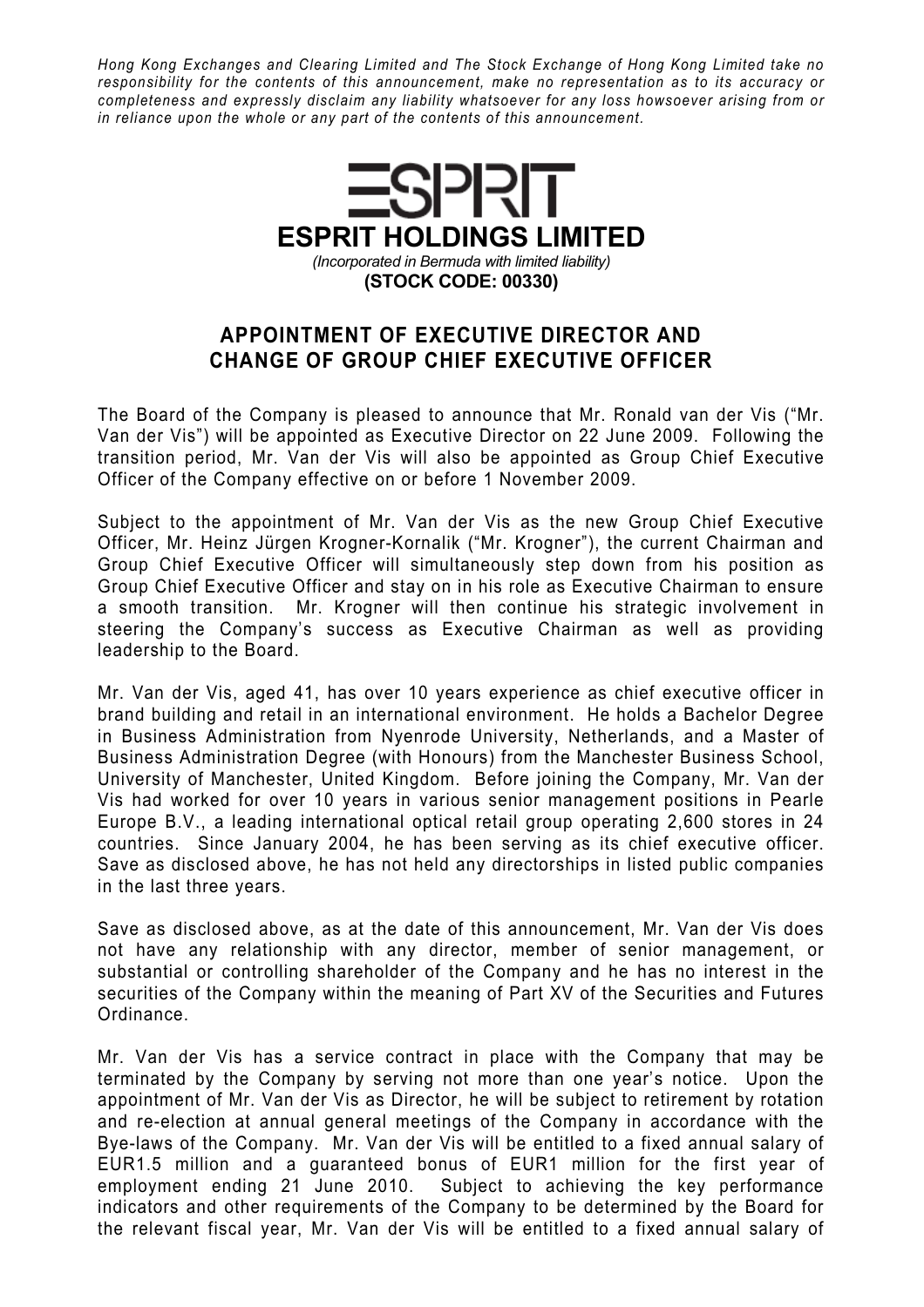*Hong Kong Exchanges and Clearing Limited and The Stock Exchange of Hong Kong Limited take no responsibility for the contents of this announcement, make no representation as to its accuracy or completeness and expressly disclaim any liability whatsoever for any loss howsoever arising from or in reliance upon the whole or any part of the contents of this announcement.*

# ESPRIT HOLDINGS LIMITED

*(Incorporated in Bermuda with limited liability)*

**(STOCK CODE: 00330)**

## APPOINTMENT OF EXECUTIVE DIRECTOR AND CHANGE OF GROUP CHIEF EXECUTIVE OFFICER

The Board of the Company is pleased to announce that Mr. Ronald van der Vis ("Mr. Van der Vis") will be appointed as Executive Director on 22 June 2009. Following the transition period, Mr. Van der Vis will also be appointed as Group Chief Executive Officer of the Company effective on or before 1 November 2009.

Subject to the appointment of Mr. Van der Vis as the new Group Chief Executive Officer, Mr. Heinz Jürgen Krogner-Kornalik ("Mr. Krogner"), the current Chairman and Group Chief Executive Officer will simultaneously step down from his position as Group Chief Executive Officer and stay on in his role as Executive Chairman to ensure a smooth transition. Mr. Krogner will then continue his strategic involvement in steering the Company's success as Executive Chairman as well as providing leadership to the Board.

Mr. Van der Vis, aged 41, has over 10 years experience as chief executive officer in brand building and retail in an international environment. He holds a Bachelor Degree in Business Administration from Nyenrode University, Netherlands, and a Master of Business Administration Degree (with Honours) from the Manchester Business School, University of Manchester, United Kingdom. Before joining the Company, Mr. Van der Vis had worked for over 10 years in various senior management positions in Pearle Europe B.V., a leading international optical retail group operating 2,600 stores in 24 countries. Since January 2004, he has been serving as its chief executive officer. Save as disclosed above, he has not held any directorships in listed public companies in the last three years.

Save as disclosed above, as at the date of this announcement, Mr. Van der Vis does not have any relationship with any director, member of senior management, or substantial or controlling shareholder of the Company and he has no interest in the securities of the Company within the meaning of Part XV of the Securities and Futures Ordinance.

Mr. Van der Vis has a service contract in place with the Company that may be terminated by the Company by serving not more than one year's notice. Upon the appointment of Mr. Van der Vis as Director, he will be subject to retirement by rotation and re-election at annual general meetings of the Company in accordance with the Bye-laws of the Company. Mr. Van der Vis will be entitled to a fixed annual salary of EUR1.5 million and a guaranteed bonus of EUR1 million for the first year of employment ending 21 June 2010. Subject to achieving the key performance indicators and other requirements of the Company to be determined by the Board for the relevant fiscal year, Mr. Van der Vis will be entitled to a fixed annual salary of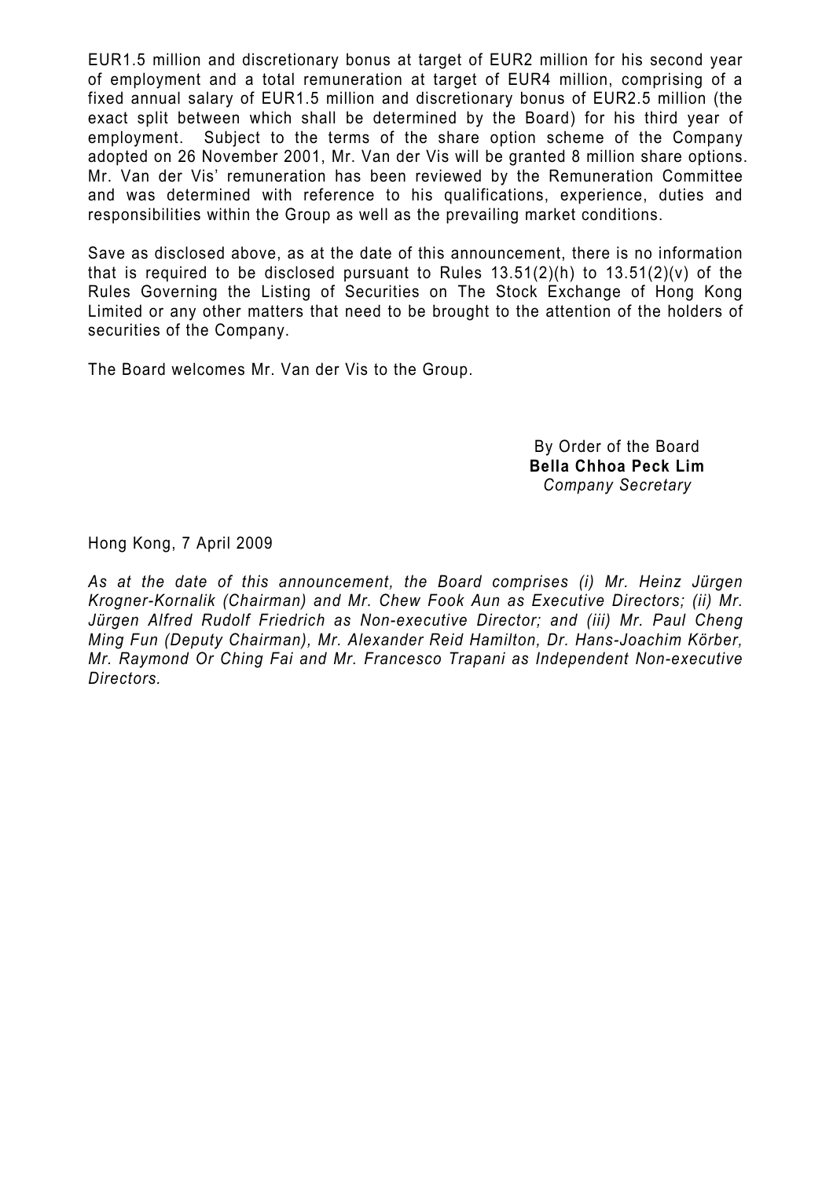EUR1.5 million and discretionary bonus at target of EUR2 million for his second year of employment and a total remuneration at target of EUR4 million, comprising of a fixed annual salary of EUR1.5 million and discretionary bonus of EUR2.5 million (the exact split between which shall be determined by the Board) for his third year of employment. Subject to the terms of the share option scheme of the Company adopted on 26 November 2001, Mr. Van der Vis will be granted 8 million share options. Mr. Van der Vis' remuneration has been reviewed by the Remuneration Committee and was determined with reference to his qualifications, experience, duties and responsibilities within the Group as well as the prevailing market conditions.

Save as disclosed above, as at the date of this announcement, there is no information that is required to be disclosed pursuant to Rules 13.51(2)(h) to 13.51(2)(v) of the Rules Governing the Listing of Securities on The Stock Exchange of Hong Kong Limited or any other matters that need to be brought to the attention of the holders of securities of the Company.

The Board welcomes Mr. Van der Vis to the Group.

By Order of the Board
**Bella Chhoa Peck Lim**
*Company Secretary*

Hong Kong, 7 April 2009

*As at the date of this announcement, the Board comprises (i) Mr. Heinz Jürgen Krogner-Kornalik (Chairman) and Mr. Chew Fook Aun as Executive Directors; (ii) Mr. Jürgen Alfred Rudolf Friedrich as Non-executive Director; and (iii) Mr. Paul Cheng Ming Fun (Deputy Chairman), Mr. Alexander Reid Hamilton, Dr. Hans-Joachim Körber, Mr. Raymond Or Ching Fai and Mr. Francesco Trapani as Independent Non-executive Directors.*